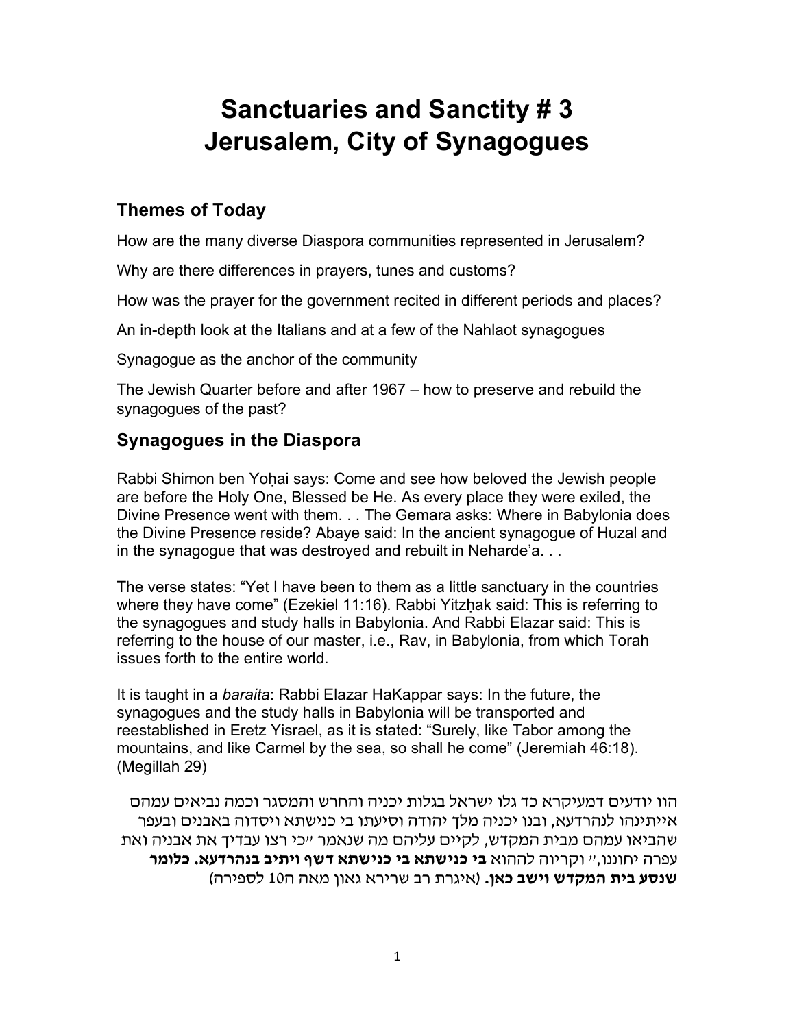# Sanctuaries and Sanctity # 3
# Jerusalem, City of Synagogues

## Themes of Today

How are the many diverse Diaspora communities represented in Jerusalem?

Why are there differences in prayers, tunes and customs?

How was the prayer for the government recited in different periods and places?

An in-depth look at the Italians and at a few of the Nahlaot synagogues

Synagogue as the anchor of the community

The Jewish Quarter before and after 1967 – how to preserve and rebuild the synagogues of the past?

## Synagogues in the Diaspora

Rabbi Shimon ben Yoḥai says: Come and see how beloved the Jewish people are before the Holy One, Blessed be He. As every place they were exiled, the Divine Presence went with them. . . The Gemara asks: Where in Babylonia does the Divine Presence reside? Abaye said: In the ancient synagogue of Huzal and in the synagogue that was destroyed and rebuilt in Neharde'a. . .

The verse states: "Yet I have been to them as a little sanctuary in the countries where they have come" (Ezekiel 11:16). Rabbi Yitzḥak said: This is referring to the synagogues and study halls in Babylonia. And Rabbi Elazar said: This is referring to the house of our master, i.e., Rav, in Babylonia, from which Torah issues forth to the entire world.

It is taught in a *baraita*: Rabbi Elazar HaKappar says: In the future, the synagogues and the study halls in Babylonia will be transported and reestablished in Eretz Yisrael, as it is stated: "Surely, like Tabor among the mountains, and like Carmel by the sea, so shall he come" (Jeremiah 46:18). (Megillah 29)

הוו יודעים דמעיקרא כד גלו ישראל בגלות יכניה והחרש והמסגר וכמה נביאים עמהם אייתינהו לנהרדעא, ובנו יכניה מלך יהודה וסיעתו בי כנישתא ויסדוה באבנים ובעפר שהביאו עמהם מבית המקדש, לקיים עליהם מה שנאמר "כי רצו עבדיך את אבניה ואת עפרה יחוננו," וקריוה לההוא **בי כנישתא בי כנישתא דשף ויתיב בנהרדעא. כלומר שנסע בית המקדש וישב כאן.** (איגרת רב שרירא גאון מאה ה10 לספירה)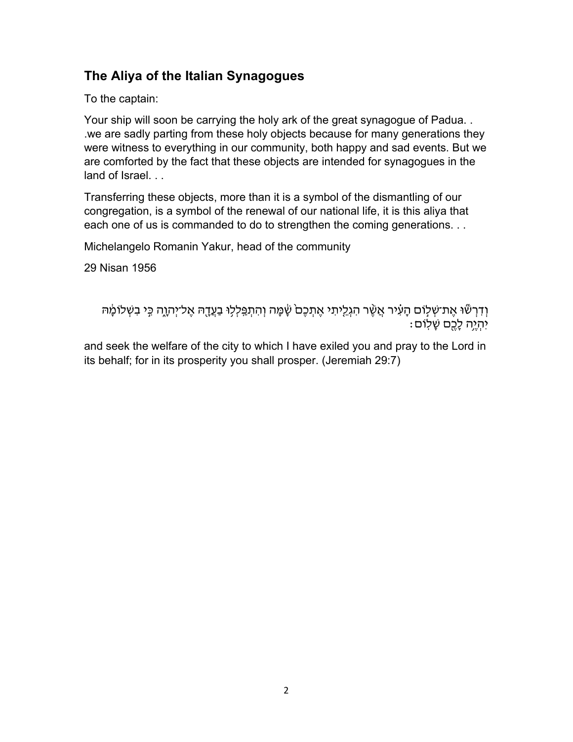## The Aliya of the Italian Synagogues

To the captain:

Your ship will soon be carrying the holy ark of the great synagogue of Padua. . .we are sadly parting from these holy objects because for many generations they were witness to everything in our community, both happy and sad events. But we are comforted by the fact that these objects are intended for synagogues in the land of Israel. . .

Transferring these objects, more than it is a symbol of the dismantling of our congregation, is a symbol of the renewal of our national life, it is this aliya that each one of us is commanded to do to strengthen the coming generations. . .

Michelangelo Romanin Yakur, head of the community

29 Nisan 1956

וְדִרְשׁוּ אֶת־שְׁלוֹם הָעִיר אֲשֶׁר הִגְלֵיתִי אֶתְכֶם שָׁמָּה וְהִתְפַּלְלוּ בַעֲדָהּ אֶל־יְהוָה כִּי בִשְׁלוֹמָהּ יִהְיֶה לָכֶם שָׁלוֹם׃

and seek the welfare of the city to which I have exiled you and pray to the Lord in its behalf; for in its prosperity you shall prosper. (Jeremiah 29:7)